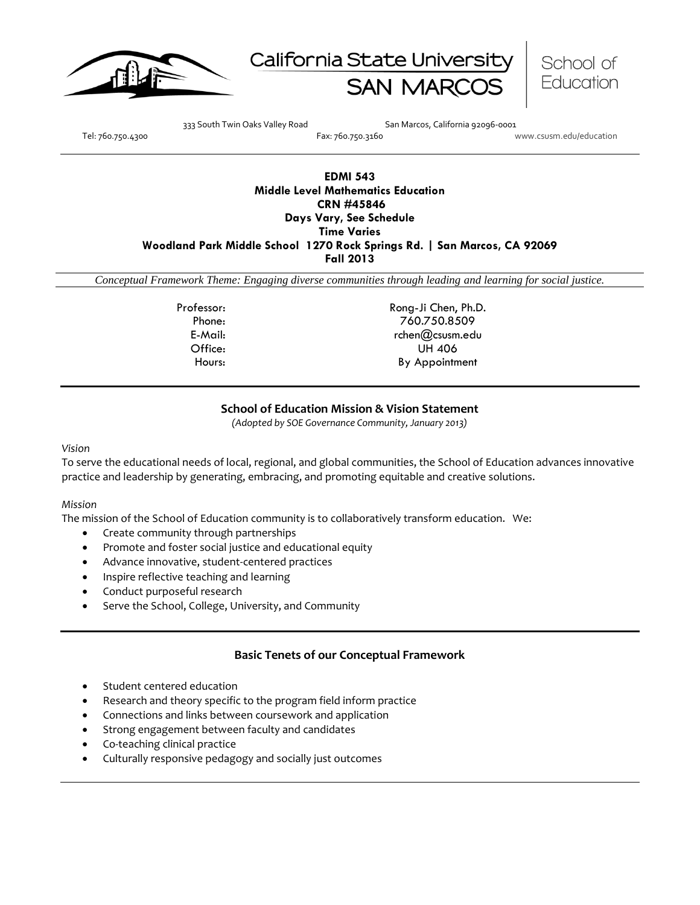California State University SAN MARCOS | School of Education

333 South Twin Oaks Valley Road San Marcos, California 92096-0001
Tel: 760.750.4300 Fax: 760.750.3160 www.csusm.edu/education

**EDMI 543**
**Middle Level Mathematics Education**
**CRN #45846**
**Days Vary, See Schedule**
**Time Varies**
**Woodland Park Middle School 1270 Rock Springs Rd. | San Marcos, CA 92069**
**Fall 2013**

*Conceptual Framework Theme: Engaging diverse communities through leading and learning for social justice.*

Professor: Rong-Ji Chen, Ph.D.
Phone: 760.750.8509
E-Mail: rchen@csusm.edu
Office: UH 406
Hours: By Appointment

## School of Education Mission & Vision Statement

*(Adopted by SOE Governance Community, January 2013)*

*Vision*

To serve the educational needs of local, regional, and global communities, the School of Education advances innovative practice and leadership by generating, embracing, and promoting equitable and creative solutions.

*Mission*

The mission of the School of Education community is to collaboratively transform education. We:

- Create community through partnerships
- Promote and foster social justice and educational equity
- Advance innovative, student-centered practices
- Inspire reflective teaching and learning
- Conduct purposeful research
- Serve the School, College, University, and Community

## Basic Tenets of our Conceptual Framework

- Student centered education
- Research and theory specific to the program field inform practice
- Connections and links between coursework and application
- Strong engagement between faculty and candidates
- Co-teaching clinical practice
- Culturally responsive pedagogy and socially just outcomes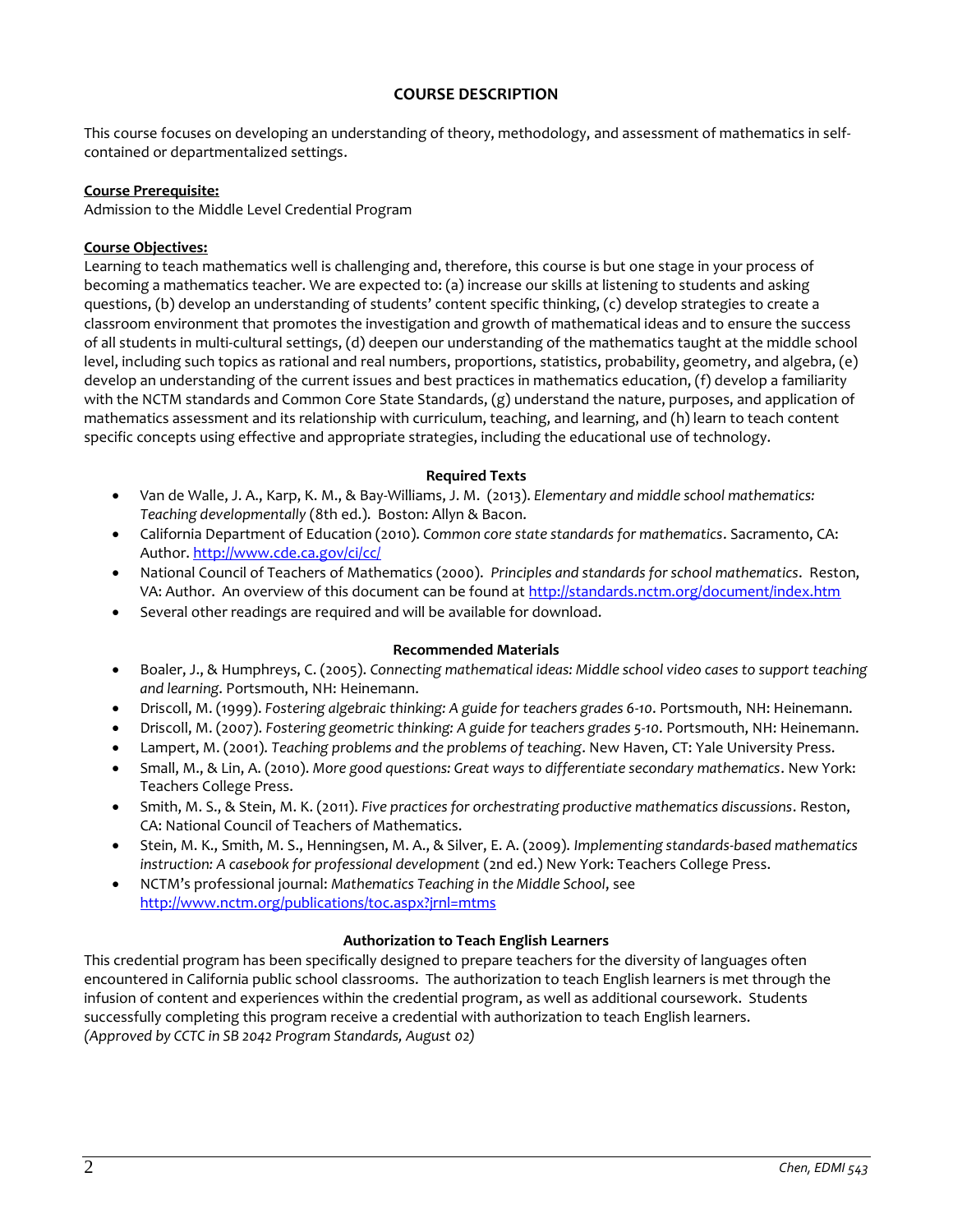## COURSE DESCRIPTION

This course focuses on developing an understanding of theory, methodology, and assessment of mathematics in self-contained or departmentalized settings.

**Course Prerequisite:**
Admission to the Middle Level Credential Program

**Course Objectives:**
Learning to teach mathematics well is challenging and, therefore, this course is but one stage in your process of becoming a mathematics teacher. We are expected to: (a) increase our skills at listening to students and asking questions, (b) develop an understanding of students' content specific thinking, (c) develop strategies to create a classroom environment that promotes the investigation and growth of mathematical ideas and to ensure the success of all students in multi-cultural settings, (d) deepen our understanding of the mathematics taught at the middle school level, including such topics as rational and real numbers, proportions, statistics, probability, geometry, and algebra, (e) develop an understanding of the current issues and best practices in mathematics education, (f) develop a familiarity with the NCTM standards and Common Core State Standards, (g) understand the nature, purposes, and application of mathematics assessment and its relationship with curriculum, teaching, and learning, and (h) learn to teach content specific concepts using effective and appropriate strategies, including the educational use of technology.

### Required Texts

- Van de Walle, J. A., Karp, K. M., & Bay-Williams, J. M. (2013). *Elementary and middle school mathematics: Teaching developmentally* (8th ed.). Boston: Allyn & Bacon.
- California Department of Education (2010). *Common core state standards for mathematics*. Sacramento, CA: Author. http://www.cde.ca.gov/ci/cc/
- National Council of Teachers of Mathematics (2000). *Principles and standards for school mathematics*. Reston, VA: Author. An overview of this document can be found at http://standards.nctm.org/document/index.htm
- Several other readings are required and will be available for download.

### Recommended Materials

- Boaler, J., & Humphreys, C. (2005). *Connecting mathematical ideas: Middle school video cases to support teaching and learning*. Portsmouth, NH: Heinemann.
- Driscoll, M. (1999). *Fostering algebraic thinking: A guide for teachers grades 6-10*. Portsmouth, NH: Heinemann.
- Driscoll, M. (2007). *Fostering geometric thinking: A guide for teachers grades 5-10*. Portsmouth, NH: Heinemann.
- Lampert, M. (2001). *Teaching problems and the problems of teaching*. New Haven, CT: Yale University Press.
- Small, M., & Lin, A. (2010). *More good questions: Great ways to differentiate secondary mathematics*. New York: Teachers College Press.
- Smith, M. S., & Stein, M. K. (2011). *Five practices for orchestrating productive mathematics discussions*. Reston, CA: National Council of Teachers of Mathematics.
- Stein, M. K., Smith, M. S., Henningsen, M. A., & Silver, E. A. (2009). *Implementing standards-based mathematics instruction: A casebook for professional development* (2nd ed.) New York: Teachers College Press.
- NCTM's professional journal: *Mathematics Teaching in the Middle School*, see http://www.nctm.org/publications/toc.aspx?jrnl=mtms

### Authorization to Teach English Learners

This credential program has been specifically designed to prepare teachers for the diversity of languages often encountered in California public school classrooms. The authorization to teach English learners is met through the infusion of content and experiences within the credential program, as well as additional coursework. Students successfully completing this program receive a credential with authorization to teach English learners.
*(Approved by CCTC in SB 2042 Program Standards, August 02)*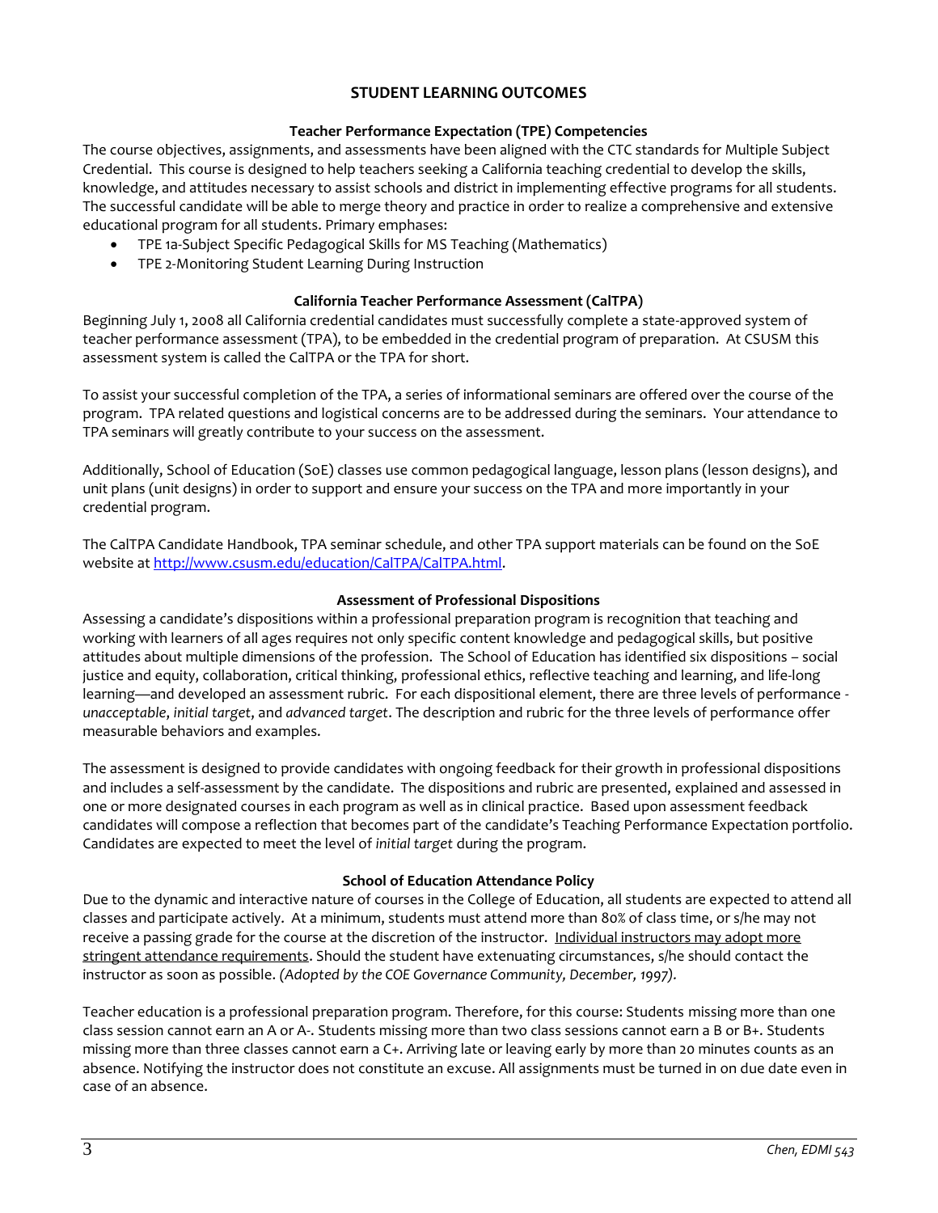## STUDENT LEARNING OUTCOMES

### Teacher Performance Expectation (TPE) Competencies

The course objectives, assignments, and assessments have been aligned with the CTC standards for Multiple Subject Credential. This course is designed to help teachers seeking a California teaching credential to develop the skills, knowledge, and attitudes necessary to assist schools and district in implementing effective programs for all students. The successful candidate will be able to merge theory and practice in order to realize a comprehensive and extensive educational program for all students. Primary emphases:

- TPE 1a-Subject Specific Pedagogical Skills for MS Teaching (Mathematics)
- TPE 2-Monitoring Student Learning During Instruction

### California Teacher Performance Assessment (CalTPA)

Beginning July 1, 2008 all California credential candidates must successfully complete a state-approved system of teacher performance assessment (TPA), to be embedded in the credential program of preparation. At CSUSM this assessment system is called the CalTPA or the TPA for short.

To assist your successful completion of the TPA, a series of informational seminars are offered over the course of the program. TPA related questions and logistical concerns are to be addressed during the seminars. Your attendance to TPA seminars will greatly contribute to your success on the assessment.

Additionally, School of Education (SoE) classes use common pedagogical language, lesson plans (lesson designs), and unit plans (unit designs) in order to support and ensure your success on the TPA and more importantly in your credential program.

The CalTPA Candidate Handbook, TPA seminar schedule, and other TPA support materials can be found on the SoE website at [http://www.csusm.edu/education/CalTPA/CalTPA.html](http://www.csusm.edu/education/CalTPA/CalTPA.html).

### Assessment of Professional Dispositions

Assessing a candidate's dispositions within a professional preparation program is recognition that teaching and working with learners of all ages requires not only specific content knowledge and pedagogical skills, but positive attitudes about multiple dimensions of the profession. The School of Education has identified six dispositions – social justice and equity, collaboration, critical thinking, professional ethics, reflective teaching and learning, and life-long learning—and developed an assessment rubric. For each dispositional element, there are three levels of performance - *unacceptable*, *initial target*, and *advanced target*. The description and rubric for the three levels of performance offer measurable behaviors and examples.

The assessment is designed to provide candidates with ongoing feedback for their growth in professional dispositions and includes a self-assessment by the candidate. The dispositions and rubric are presented, explained and assessed in one or more designated courses in each program as well as in clinical practice. Based upon assessment feedback candidates will compose a reflection that becomes part of the candidate's Teaching Performance Expectation portfolio. Candidates are expected to meet the level of *initial target* during the program.

### School of Education Attendance Policy

Due to the dynamic and interactive nature of courses in the College of Education, all students are expected to attend all classes and participate actively. At a minimum, students must attend more than 80% of class time, or s/he may not receive a passing grade for the course at the discretion of the instructor. Individual instructors may adopt more stringent attendance requirements. Should the student have extenuating circumstances, s/he should contact the instructor as soon as possible. *(Adopted by the COE Governance Community, December, 1997).*

Teacher education is a professional preparation program. Therefore, for this course: Students missing more than one class session cannot earn an A or A-. Students missing more than two class sessions cannot earn a B or B+. Students missing more than three classes cannot earn a C+. Arriving late or leaving early by more than 20 minutes counts as an absence. Notifying the instructor does not constitute an excuse. All assignments must be turned in on due date even in case of an absence.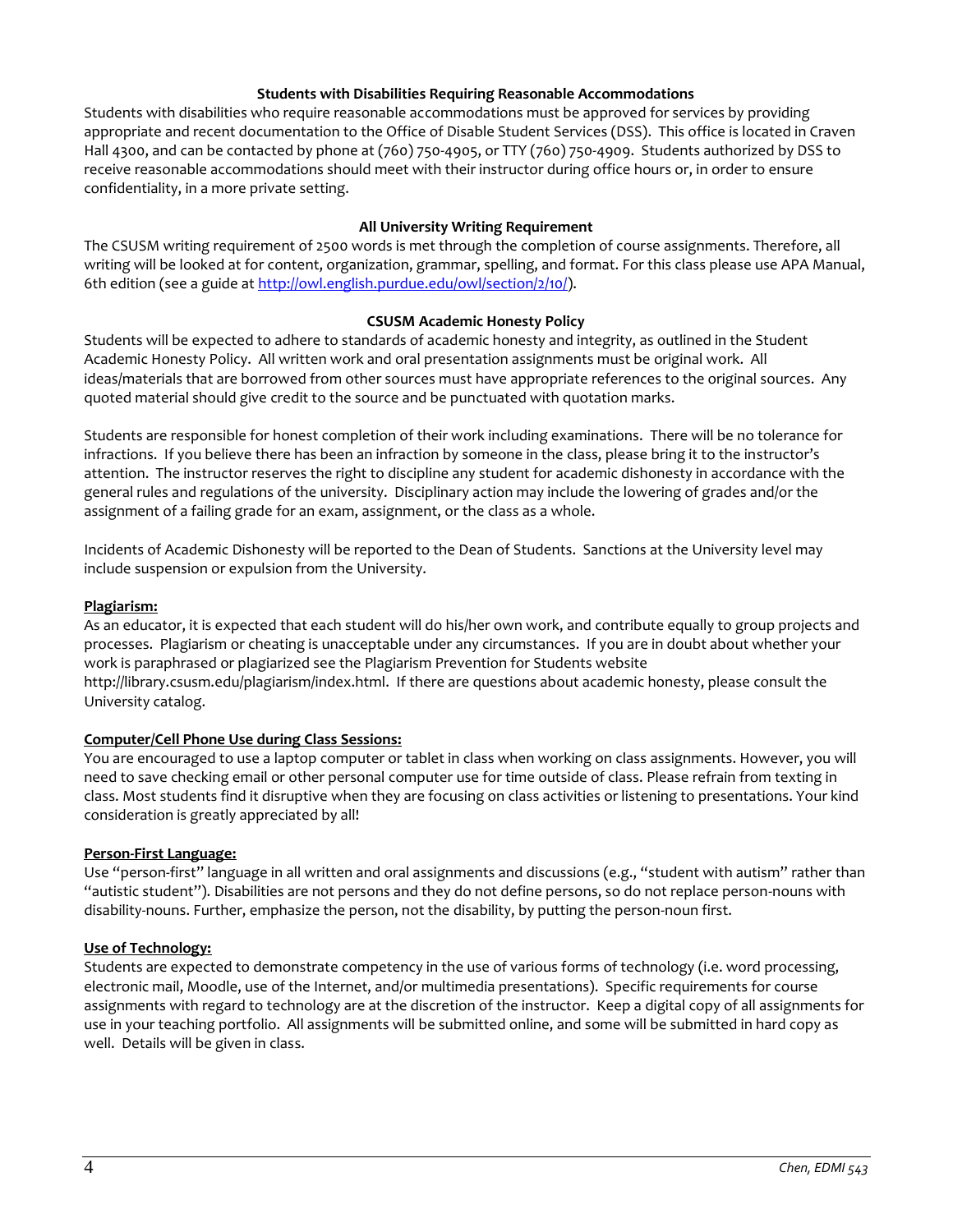### Students with Disabilities Requiring Reasonable Accommodations

Students with disabilities who require reasonable accommodations must be approved for services by providing appropriate and recent documentation to the Office of Disable Student Services (DSS). This office is located in Craven Hall 4300, and can be contacted by phone at (760) 750-4905, or TTY (760) 750-4909. Students authorized by DSS to receive reasonable accommodations should meet with their instructor during office hours or, in order to ensure confidentiality, in a more private setting.

### All University Writing Requirement

The CSUSM writing requirement of 2500 words is met through the completion of course assignments. Therefore, all writing will be looked at for content, organization, grammar, spelling, and format. For this class please use APA Manual, 6th edition (see a guide at http://owl.english.purdue.edu/owl/section/2/10/).

### CSUSM Academic Honesty Policy

Students will be expected to adhere to standards of academic honesty and integrity, as outlined in the Student Academic Honesty Policy. All written work and oral presentation assignments must be original work. All ideas/materials that are borrowed from other sources must have appropriate references to the original sources. Any quoted material should give credit to the source and be punctuated with quotation marks.

Students are responsible for honest completion of their work including examinations. There will be no tolerance for infractions. If you believe there has been an infraction by someone in the class, please bring it to the instructor's attention. The instructor reserves the right to discipline any student for academic dishonesty in accordance with the general rules and regulations of the university. Disciplinary action may include the lowering of grades and/or the assignment of a failing grade for an exam, assignment, or the class as a whole.

Incidents of Academic Dishonesty will be reported to the Dean of Students. Sanctions at the University level may include suspension or expulsion from the University.

**Plagiarism:**

As an educator, it is expected that each student will do his/her own work, and contribute equally to group projects and processes. Plagiarism or cheating is unacceptable under any circumstances. If you are in doubt about whether your work is paraphrased or plagiarized see the Plagiarism Prevention for Students website http://library.csusm.edu/plagiarism/index.html. If there are questions about academic honesty, please consult the University catalog.

**Computer/Cell Phone Use during Class Sessions:**

You are encouraged to use a laptop computer or tablet in class when working on class assignments. However, you will need to save checking email or other personal computer use for time outside of class. Please refrain from texting in class. Most students find it disruptive when they are focusing on class activities or listening to presentations. Your kind consideration is greatly appreciated by all!

**Person-First Language:**

Use "person-first" language in all written and oral assignments and discussions (e.g., "student with autism" rather than "autistic student"). Disabilities are not persons and they do not define persons, so do not replace person-nouns with disability-nouns. Further, emphasize the person, not the disability, by putting the person-noun first.

**Use of Technology:**

Students are expected to demonstrate competency in the use of various forms of technology (i.e. word processing, electronic mail, Moodle, use of the Internet, and/or multimedia presentations). Specific requirements for course assignments with regard to technology are at the discretion of the instructor. Keep a digital copy of all assignments for use in your teaching portfolio. All assignments will be submitted online, and some will be submitted in hard copy as well. Details will be given in class.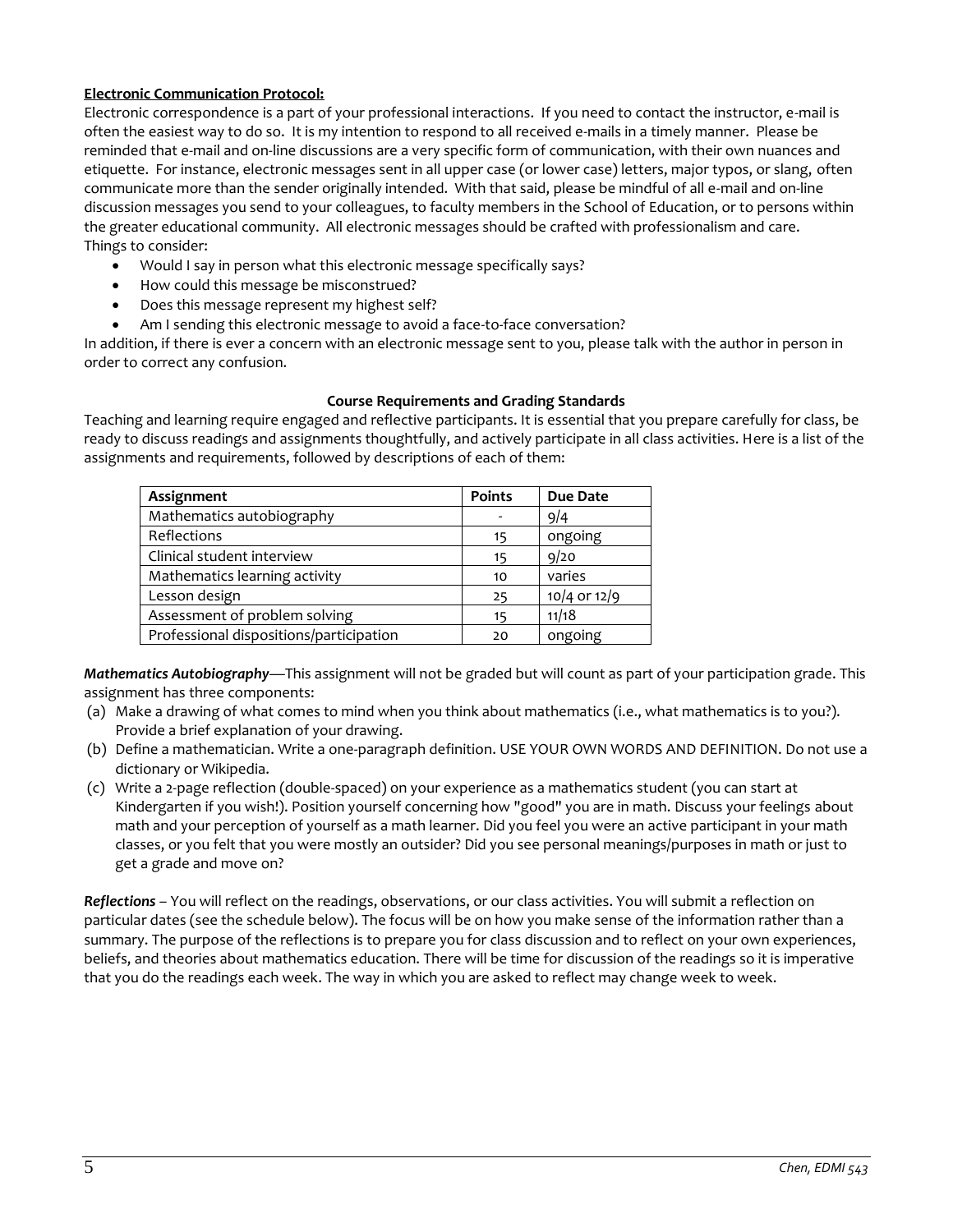**Electronic Communication Protocol:**

Electronic correspondence is a part of your professional interactions. If you need to contact the instructor, e-mail is often the easiest way to do so. It is my intention to respond to all received e-mails in a timely manner. Please be reminded that e-mail and on-line discussions are a very specific form of communication, with their own nuances and etiquette. For instance, electronic messages sent in all upper case (or lower case) letters, major typos, or slang, often communicate more than the sender originally intended. With that said, please be mindful of all e-mail and on-line discussion messages you send to your colleagues, to faculty members in the School of Education, or to persons within the greater educational community. All electronic messages should be crafted with professionalism and care.

Things to consider:

- Would I say in person what this electronic message specifically says?
- How could this message be misconstrued?
- Does this message represent my highest self?
- Am I sending this electronic message to avoid a face-to-face conversation?

In addition, if there is ever a concern with an electronic message sent to you, please talk with the author in person in order to correct any confusion.

## Course Requirements and Grading Standards

Teaching and learning require engaged and reflective participants. It is essential that you prepare carefully for class, be ready to discuss readings and assignments thoughtfully, and actively participate in all class activities. Here is a list of the assignments and requirements, followed by descriptions of each of them:

| Assignment | Points | Due Date |
|---|---|---|
| Mathematics autobiography | - | 9/4 |
| Reflections | 15 | ongoing |
| Clinical student interview | 15 | 9/20 |
| Mathematics learning activity | 10 | varies |
| Lesson design | 25 | 10/4 or 12/9 |
| Assessment of problem solving | 15 | 11/18 |
| Professional dispositions/participation | 20 | ongoing |

***Mathematics Autobiography***—This assignment will not be graded but will count as part of your participation grade. This assignment has three components:

(a) Make a drawing of what comes to mind when you think about mathematics (i.e., what mathematics is to you?). Provide a brief explanation of your drawing.

(b) Define a mathematician. Write a one-paragraph definition. USE YOUR OWN WORDS AND DEFINITION. Do not use a dictionary or Wikipedia.

(c) Write a 2-page reflection (double-spaced) on your experience as a mathematics student (you can start at Kindergarten if you wish!). Position yourself concerning how "good" you are in math. Discuss your feelings about math and your perception of yourself as a math learner. Did you feel you were an active participant in your math classes, or you felt that you were mostly an outsider? Did you see personal meanings/purposes in math or just to get a grade and move on?

***Reflections*** – You will reflect on the readings, observations, or our class activities. You will submit a reflection on particular dates (see the schedule below). The focus will be on how you make sense of the information rather than a summary. The purpose of the reflections is to prepare you for class discussion and to reflect on your own experiences, beliefs, and theories about mathematics education. There will be time for discussion of the readings so it is imperative that you do the readings each week. The way in which you are asked to reflect may change week to week.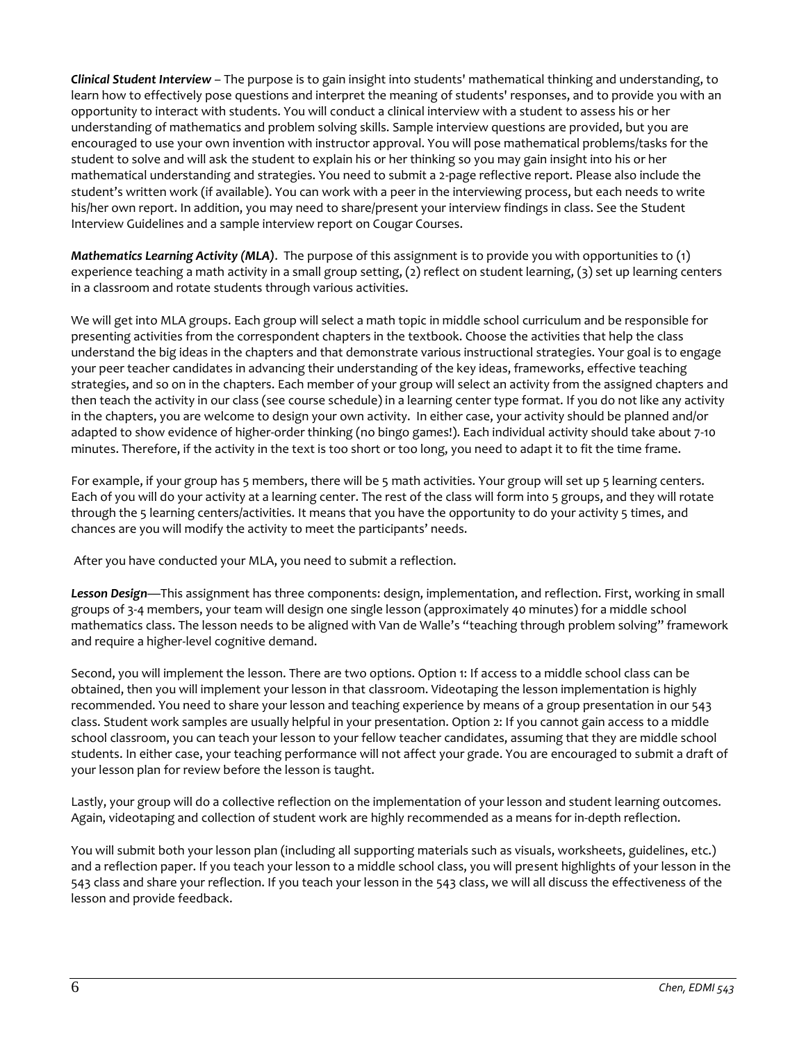***Clinical Student Interview*** – The purpose is to gain insight into students' mathematical thinking and understanding, to learn how to effectively pose questions and interpret the meaning of students' responses, and to provide you with an opportunity to interact with students. You will conduct a clinical interview with a student to assess his or her understanding of mathematics and problem solving skills. Sample interview questions are provided, but you are encouraged to use your own invention with instructor approval. You will pose mathematical problems/tasks for the student to solve and will ask the student to explain his or her thinking so you may gain insight into his or her mathematical understanding and strategies. You need to submit a 2-page reflective report. Please also include the student's written work (if available). You can work with a peer in the interviewing process, but each needs to write his/her own report. In addition, you may need to share/present your interview findings in class. See the Student Interview Guidelines and a sample interview report on Cougar Courses.

***Mathematics Learning Activity (MLA)***. The purpose of this assignment is to provide you with opportunities to (1) experience teaching a math activity in a small group setting, (2) reflect on student learning, (3) set up learning centers in a classroom and rotate students through various activities.

We will get into MLA groups. Each group will select a math topic in middle school curriculum and be responsible for presenting activities from the correspondent chapters in the textbook. Choose the activities that help the class understand the big ideas in the chapters and that demonstrate various instructional strategies. Your goal is to engage your peer teacher candidates in advancing their understanding of the key ideas, frameworks, effective teaching strategies, and so on in the chapters. Each member of your group will select an activity from the assigned chapters and then teach the activity in our class (see course schedule) in a learning center type format. If you do not like any activity in the chapters, you are welcome to design your own activity. In either case, your activity should be planned and/or adapted to show evidence of higher-order thinking (no bingo games!). Each individual activity should take about 7-10 minutes. Therefore, if the activity in the text is too short or too long, you need to adapt it to fit the time frame.

For example, if your group has 5 members, there will be 5 math activities. Your group will set up 5 learning centers. Each of you will do your activity at a learning center. The rest of the class will form into 5 groups, and they will rotate through the 5 learning centers/activities. It means that you have the opportunity to do your activity 5 times, and chances are you will modify the activity to meet the participants' needs.

After you have conducted your MLA, you need to submit a reflection.

***Lesson Design***—This assignment has three components: design, implementation, and reflection. First, working in small groups of 3-4 members, your team will design one single lesson (approximately 40 minutes) for a middle school mathematics class. The lesson needs to be aligned with Van de Walle's "teaching through problem solving" framework and require a higher-level cognitive demand.

Second, you will implement the lesson. There are two options. Option 1: If access to a middle school class can be obtained, then you will implement your lesson in that classroom. Videotaping the lesson implementation is highly recommended. You need to share your lesson and teaching experience by means of a group presentation in our 543 class. Student work samples are usually helpful in your presentation. Option 2: If you cannot gain access to a middle school classroom, you can teach your lesson to your fellow teacher candidates, assuming that they are middle school students. In either case, your teaching performance will not affect your grade. You are encouraged to submit a draft of your lesson plan for review before the lesson is taught.

Lastly, your group will do a collective reflection on the implementation of your lesson and student learning outcomes. Again, videotaping and collection of student work are highly recommended as a means for in-depth reflection.

You will submit both your lesson plan (including all supporting materials such as visuals, worksheets, guidelines, etc.) and a reflection paper. If you teach your lesson to a middle school class, you will present highlights of your lesson in the 543 class and share your reflection. If you teach your lesson in the 543 class, we will all discuss the effectiveness of the lesson and provide feedback.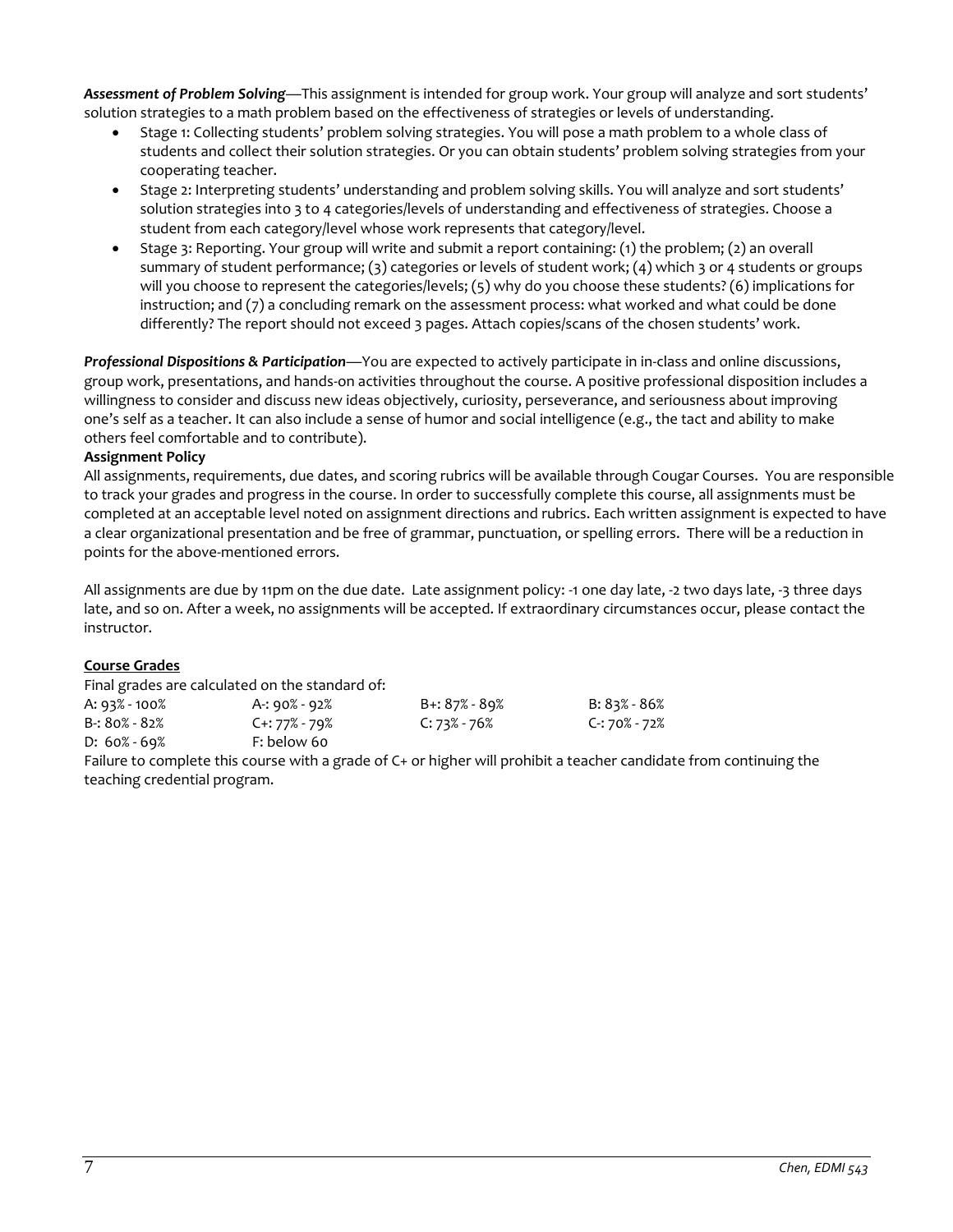***Assessment of Problem Solving***—This assignment is intended for group work. Your group will analyze and sort students' solution strategies to a math problem based on the effectiveness of strategies or levels of understanding.

- Stage 1: Collecting students' problem solving strategies. You will pose a math problem to a whole class of students and collect their solution strategies. Or you can obtain students' problem solving strategies from your cooperating teacher.
- Stage 2: Interpreting students' understanding and problem solving skills. You will analyze and sort students' solution strategies into 3 to 4 categories/levels of understanding and effectiveness of strategies. Choose a student from each category/level whose work represents that category/level.
- Stage 3: Reporting. Your group will write and submit a report containing: (1) the problem; (2) an overall summary of student performance; (3) categories or levels of student work; (4) which 3 or 4 students or groups will you choose to represent the categories/levels; (5) why do you choose these students? (6) implications for instruction; and (7) a concluding remark on the assessment process: what worked and what could be done differently? The report should not exceed 3 pages. Attach copies/scans of the chosen students' work.

***Professional Dispositions & Participation***—You are expected to actively participate in in-class and online discussions, group work, presentations, and hands-on activities throughout the course. A positive professional disposition includes a willingness to consider and discuss new ideas objectively, curiosity, perseverance, and seriousness about improving one's self as a teacher. It can also include a sense of humor and social intelligence (e.g., the tact and ability to make others feel comfortable and to contribute).

**Assignment Policy**

All assignments, requirements, due dates, and scoring rubrics will be available through Cougar Courses. You are responsible to track your grades and progress in the course. In order to successfully complete this course, all assignments must be completed at an acceptable level noted on assignment directions and rubrics. Each written assignment is expected to have a clear organizational presentation and be free of grammar, punctuation, or spelling errors. There will be a reduction in points for the above-mentioned errors.

All assignments are due by 11pm on the due date. Late assignment policy: -1 one day late, -2 two days late, -3 three days late, and so on. After a week, no assignments will be accepted. If extraordinary circumstances occur, please contact the instructor.

**Course Grades**

Final grades are calculated on the standard of:

| | | | |
|---|---|---|---|
| A: 93% - 100% | A-: 90% - 92% | B+: 87% - 89% | B: 83% - 86% |
| B-: 80% - 82% | C+: 77% - 79% | C: 73% - 76% | C-: 70% - 72% |
| D: 60% - 69% | F: below 60 | | |

Failure to complete this course with a grade of C+ or higher will prohibit a teacher candidate from continuing the teaching credential program.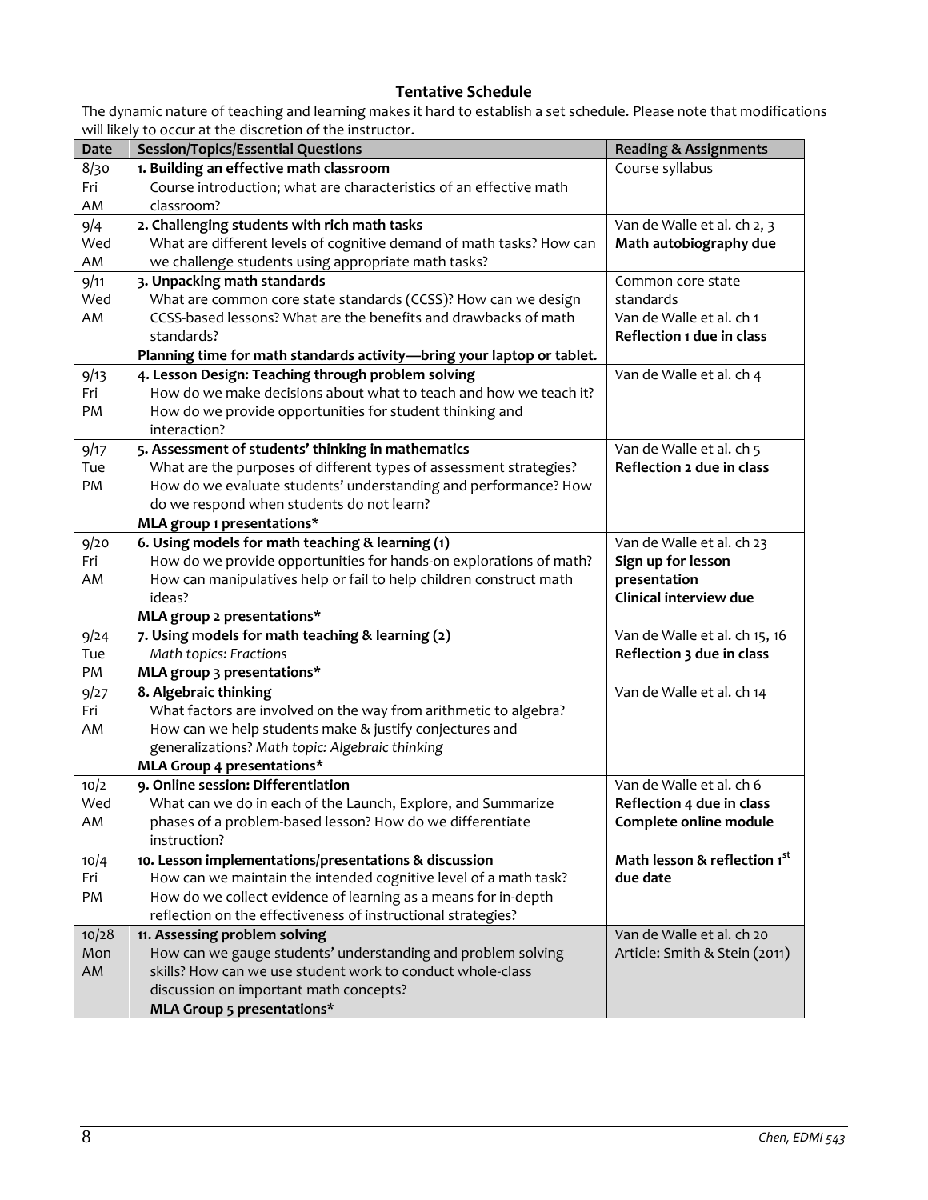## Tentative Schedule

The dynamic nature of teaching and learning makes it hard to establish a set schedule. Please note that modifications will likely to occur at the discretion of the instructor.

| Date | Session/Topics/Essential Questions | Reading & Assignments |
|---|---|---|
| 8/30 Fri AM | **1. Building an effective math classroom** Course introduction; what are characteristics of an effective math classroom? | Course syllabus |
| 9/4 Wed AM | **2. Challenging students with rich math tasks** What are different levels of cognitive demand of math tasks? How can we challenge students using appropriate math tasks? | Van de Walle et al. ch 2, 3 **Math autobiography due** |
| 9/11 Wed AM | **3. Unpacking math standards** What are common core state standards (CCSS)? How can we design CCSS-based lessons? What are the benefits and drawbacks of math standards? **Planning time for math standards activity—bring your laptop or tablet.** | Common core state standards Van de Walle et al. ch 1 **Reflection 1 due in class** |
| 9/13 Fri PM | **4. Lesson Design: Teaching through problem solving** How do we make decisions about what to teach and how we teach it? How do we provide opportunities for student thinking and interaction? | Van de Walle et al. ch 4 |
| 9/17 Tue PM | **5. Assessment of students' thinking in mathematics** What are the purposes of different types of assessment strategies? How do we evaluate students' understanding and performance? How do we respond when students do not learn? **MLA group 1 presentations*** | Van de Walle et al. ch 5 **Reflection 2 due in class** |
| 9/20 Fri AM | **6. Using models for math teaching & learning (1)** How do we provide opportunities for hands-on explorations of math? How can manipulatives help or fail to help children construct math ideas? **MLA group 2 presentations*** | Van de Walle et al. ch 23 **Sign up for lesson presentation** **Clinical interview due** |
| 9/24 Tue PM | **7. Using models for math teaching & learning (2)** *Math topics: Fractions* **MLA group 3 presentations*** | Van de Walle et al. ch 15, 16 **Reflection 3 due in class** |
| 9/27 Fri AM | **8. Algebraic thinking** What factors are involved on the way from arithmetic to algebra? How can we help students make & justify conjectures and generalizations? *Math topic: Algebraic thinking* **MLA Group 4 presentations*** | Van de Walle et al. ch 14 |
| 10/2 Wed AM | **9. Online session: Differentiation** What can we do in each of the Launch, Explore, and Summarize phases of a problem-based lesson? How do we differentiate instruction? | Van de Walle et al. ch 6 **Reflection 4 due in class** **Complete online module** |
| 10/4 Fri PM | **10. Lesson implementations/presentations & discussion** How can we maintain the intended cognitive level of a math task? How do we collect evidence of learning as a means for in-depth reflection on the effectiveness of instructional strategies? | **Math lesson & reflection 1st due date** |
| 10/28 Mon AM | **11. Assessing problem solving** How can we gauge students' understanding and problem solving skills? How can we use student work to conduct whole-class discussion on important math concepts? **MLA Group 5 presentations*** | Van de Walle et al. ch 20 Article: Smith & Stein (2011) |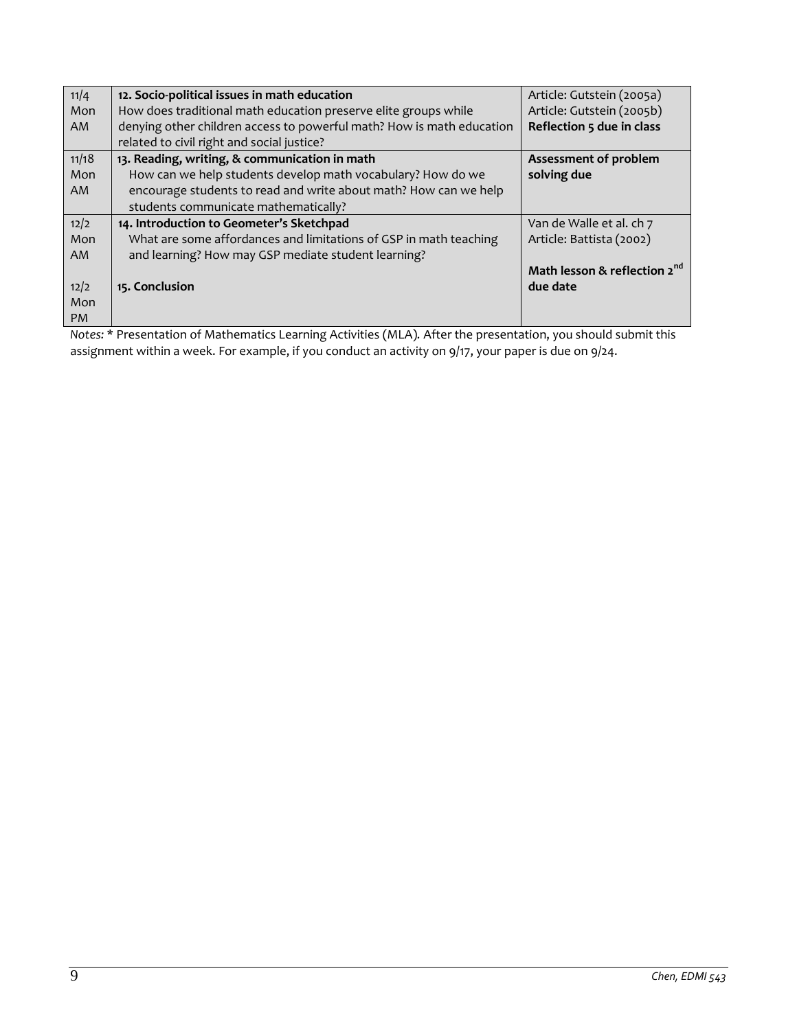| | | |
|---|---|---|
| 11/4 Mon AM | **12. Socio-political issues in math education** How does traditional math education preserve elite groups while denying other children access to powerful math? How is math education related to civil right and social justice? | Article: Gutstein (2005a) Article: Gutstein (2005b) **Reflection 5 due in class** |
| 11/18 Mon AM | **13. Reading, writing, & communication in math** How can we help students develop math vocabulary? How do we encourage students to read and write about math? How can we help students communicate mathematically? | **Assessment of problem solving due** |
| 12/2 Mon AM | **14. Introduction to Geometer's Sketchpad** What are some affordances and limitations of GSP in math teaching and learning? How may GSP mediate student learning? | Van de Walle et al. ch 7 Article: Battista (2002) |
| 12/2 Mon PM | **15. Conclusion** | **Math lesson & reflection 2nd due date** |

*Notes:* * Presentation of Mathematics Learning Activities (MLA). After the presentation, you should submit this assignment within a week. For example, if you conduct an activity on 9/17, your paper is due on 9/24.